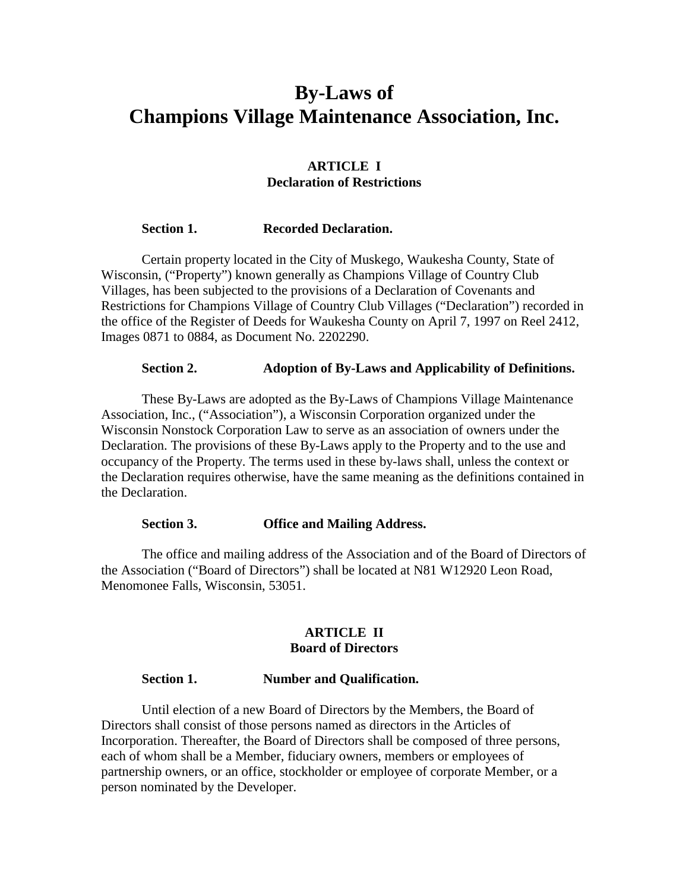# By-Laws of
# Champions Village Maintenance Association, Inc.

## ARTICLE I
## Declaration of Restrictions

**Section 1. Recorded Declaration.**

Certain property located in the City of Muskego, Waukesha County, State of Wisconsin, ("Property") known generally as Champions Village of Country Club Villages, has been subjected to the provisions of a Declaration of Covenants and Restrictions for Champions Village of Country Club Villages ("Declaration") recorded in the office of the Register of Deeds for Waukesha County on April 7, 1997 on Reel 2412, Images 0871 to 0884, as Document No. 2202290.

**Section 2. Adoption of By-Laws and Applicability of Definitions.**

These By-Laws are adopted as the By-Laws of Champions Village Maintenance Association, Inc., ("Association"), a Wisconsin Corporation organized under the Wisconsin Nonstock Corporation Law to serve as an association of owners under the Declaration. The provisions of these By-Laws apply to the Property and to the use and occupancy of the Property. The terms used in these by-laws shall, unless the context or the Declaration requires otherwise, have the same meaning as the definitions contained in the Declaration.

**Section 3. Office and Mailing Address.**

The office and mailing address of the Association and of the Board of Directors of the Association ("Board of Directors") shall be located at N81 W12920 Leon Road, Menomonee Falls, Wisconsin, 53051.

## ARTICLE II
## Board of Directors

**Section 1. Number and Qualification.**

Until election of a new Board of Directors by the Members, the Board of Directors shall consist of those persons named as directors in the Articles of Incorporation. Thereafter, the Board of Directors shall be composed of three persons, each of whom shall be a Member, fiduciary owners, members or employees of partnership owners, or an office, stockholder or employee of corporate Member, or a person nominated by the Developer.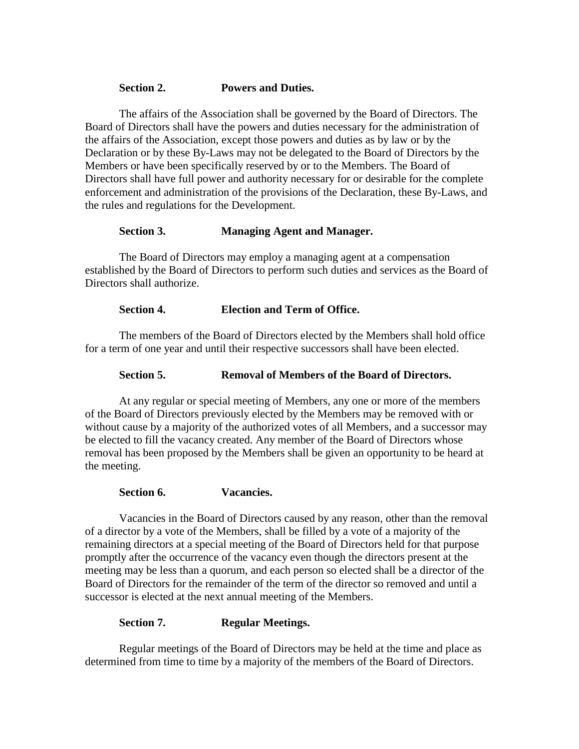**Section 2. Powers and Duties.**

The affairs of the Association shall be governed by the Board of Directors. The Board of Directors shall have the powers and duties necessary for the administration of the affairs of the Association, except those powers and duties as by law or by the Declaration or by these By-Laws may not be delegated to the Board of Directors by the Members or have been specifically reserved by or to the Members. The Board of Directors shall have full power and authority necessary for or desirable for the complete enforcement and administration of the provisions of the Declaration, these By-Laws, and the rules and regulations for the Development.

**Section 3. Managing Agent and Manager.**

The Board of Directors may employ a managing agent at a compensation established by the Board of Directors to perform such duties and services as the Board of Directors shall authorize.

**Section 4. Election and Term of Office.**

The members of the Board of Directors elected by the Members shall hold office for a term of one year and until their respective successors shall have been elected.

**Section 5. Removal of Members of the Board of Directors.**

At any regular or special meeting of Members, any one or more of the members of the Board of Directors previously elected by the Members may be removed with or without cause by a majority of the authorized votes of all Members, and a successor may be elected to fill the vacancy created. Any member of the Board of Directors whose removal has been proposed by the Members shall be given an opportunity to be heard at the meeting.

**Section 6. Vacancies.**

Vacancies in the Board of Directors caused by any reason, other than the removal of a director by a vote of the Members, shall be filled by a vote of a majority of the remaining directors at a special meeting of the Board of Directors held for that purpose promptly after the occurrence of the vacancy even though the directors present at the meeting may be less than a quorum, and each person so elected shall be a director of the Board of Directors for the remainder of the term of the director so removed and until a successor is elected at the next annual meeting of the Members.

**Section 7. Regular Meetings.**

Regular meetings of the Board of Directors may be held at the time and place as determined from time to time by a majority of the members of the Board of Directors.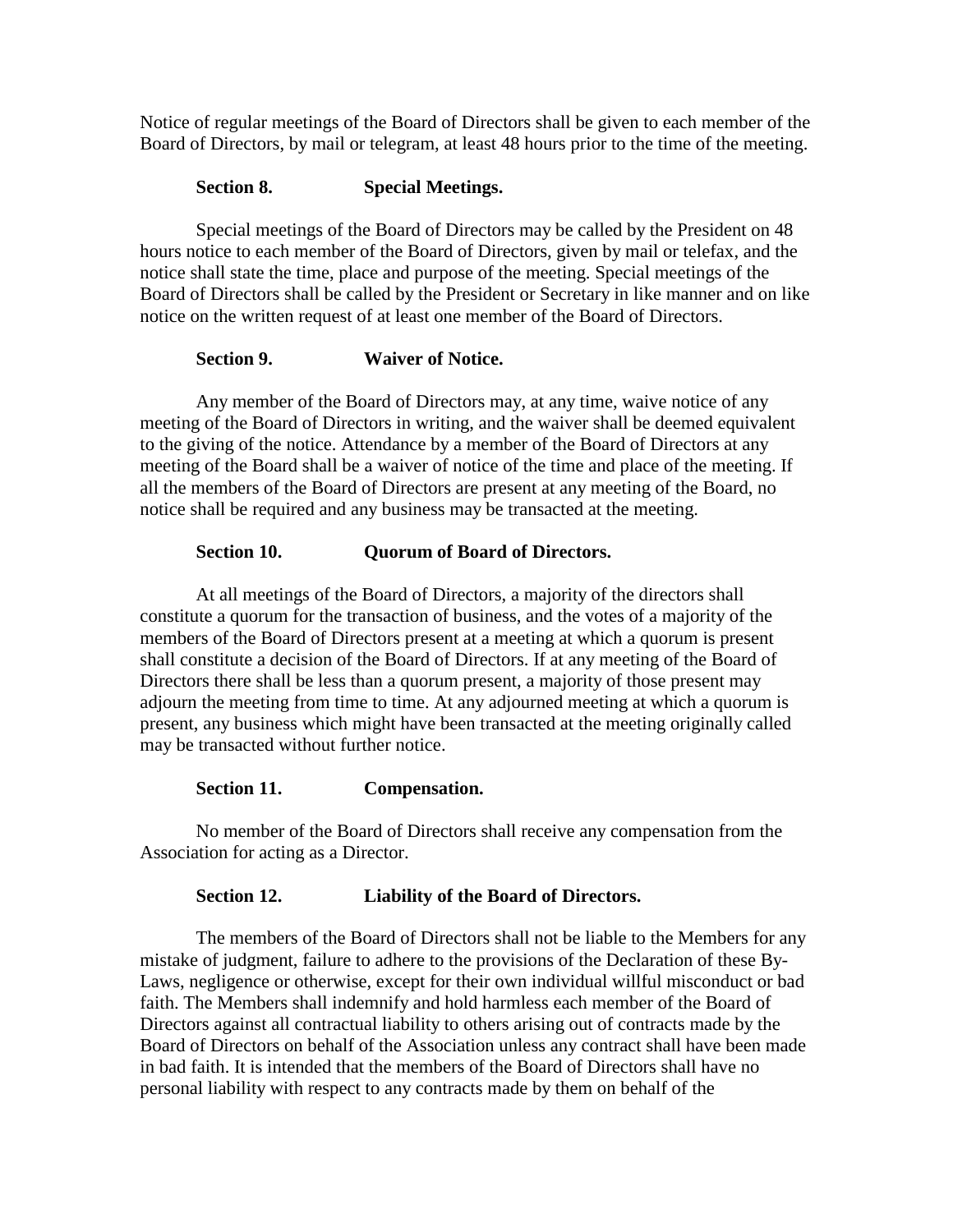Notice of regular meetings of the Board of Directors shall be given to each member of the Board of Directors, by mail or telegram, at least 48 hours prior to the time of the meeting.

**Section 8. Special Meetings.**

Special meetings of the Board of Directors may be called by the President on 48 hours notice to each member of the Board of Directors, given by mail or telefax, and the notice shall state the time, place and purpose of the meeting. Special meetings of the Board of Directors shall be called by the President or Secretary in like manner and on like notice on the written request of at least one member of the Board of Directors.

**Section 9. Waiver of Notice.**

Any member of the Board of Directors may, at any time, waive notice of any meeting of the Board of Directors in writing, and the waiver shall be deemed equivalent to the giving of the notice. Attendance by a member of the Board of Directors at any meeting of the Board shall be a waiver of notice of the time and place of the meeting. If all the members of the Board of Directors are present at any meeting of the Board, no notice shall be required and any business may be transacted at the meeting.

**Section 10. Quorum of Board of Directors.**

At all meetings of the Board of Directors, a majority of the directors shall constitute a quorum for the transaction of business, and the votes of a majority of the members of the Board of Directors present at a meeting at which a quorum is present shall constitute a decision of the Board of Directors. If at any meeting of the Board of Directors there shall be less than a quorum present, a majority of those present may adjourn the meeting from time to time. At any adjourned meeting at which a quorum is present, any business which might have been transacted at the meeting originally called may be transacted without further notice.

**Section 11. Compensation.**

No member of the Board of Directors shall receive any compensation from the Association for acting as a Director.

**Section 12. Liability of the Board of Directors.**

The members of the Board of Directors shall not be liable to the Members for any mistake of judgment, failure to adhere to the provisions of the Declaration of these By-Laws, negligence or otherwise, except for their own individual willful misconduct or bad faith. The Members shall indemnify and hold harmless each member of the Board of Directors against all contractual liability to others arising out of contracts made by the Board of Directors on behalf of the Association unless any contract shall have been made in bad faith. It is intended that the members of the Board of Directors shall have no personal liability with respect to any contracts made by them on behalf of the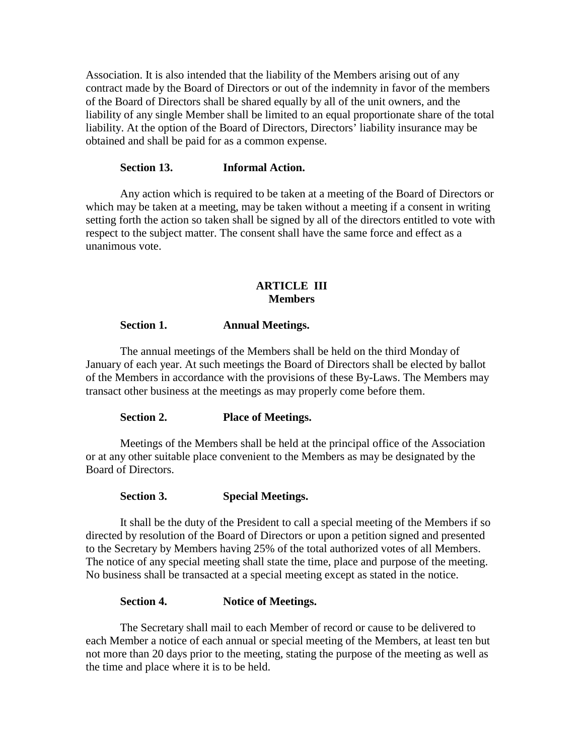Association. It is also intended that the liability of the Members arising out of any contract made by the Board of Directors or out of the indemnity in favor of the members of the Board of Directors shall be shared equally by all of the unit owners, and the liability of any single Member shall be limited to an equal proportionate share of the total liability. At the option of the Board of Directors, Directors' liability insurance may be obtained and shall be paid for as a common expense.

**Section 13. Informal Action.**

Any action which is required to be taken at a meeting of the Board of Directors or which may be taken at a meeting, may be taken without a meeting if a consent in writing setting forth the action so taken shall be signed by all of the directors entitled to vote with respect to the subject matter. The consent shall have the same force and effect as a unanimous vote.

## ARTICLE III
## Members

**Section 1. Annual Meetings.**

The annual meetings of the Members shall be held on the third Monday of January of each year. At such meetings the Board of Directors shall be elected by ballot of the Members in accordance with the provisions of these By-Laws. The Members may transact other business at the meetings as may properly come before them.

**Section 2. Place of Meetings.**

Meetings of the Members shall be held at the principal office of the Association or at any other suitable place convenient to the Members as may be designated by the Board of Directors.

**Section 3. Special Meetings.**

It shall be the duty of the President to call a special meeting of the Members if so directed by resolution of the Board of Directors or upon a petition signed and presented to the Secretary by Members having 25% of the total authorized votes of all Members. The notice of any special meeting shall state the time, place and purpose of the meeting. No business shall be transacted at a special meeting except as stated in the notice.

**Section 4. Notice of Meetings.**

The Secretary shall mail to each Member of record or cause to be delivered to each Member a notice of each annual or special meeting of the Members, at least ten but not more than 20 days prior to the meeting, stating the purpose of the meeting as well as the time and place where it is to be held.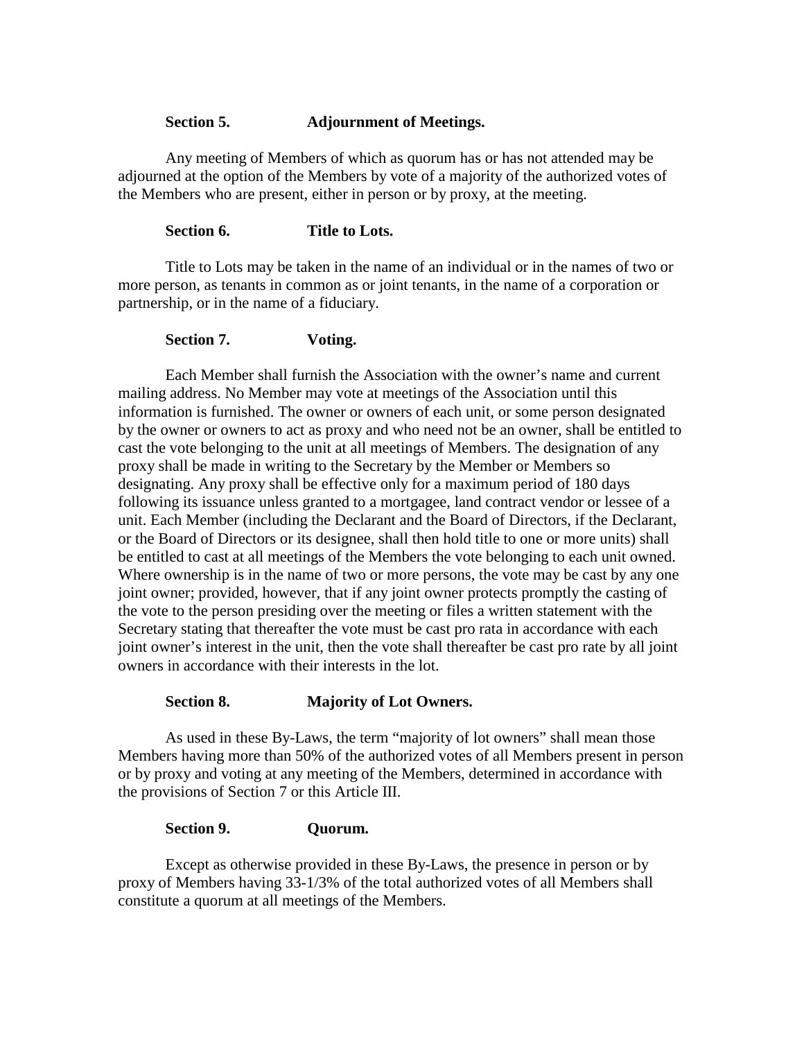**Section 5. Adjournment of Meetings.**

Any meeting of Members of which as quorum has or has not attended may be adjourned at the option of the Members by vote of a majority of the authorized votes of the Members who are present, either in person or by proxy, at the meeting.

**Section 6. Title to Lots.**

Title to Lots may be taken in the name of an individual or in the names of two or more person, as tenants in common as or joint tenants, in the name of a corporation or partnership, or in the name of a fiduciary.

**Section 7. Voting.**

Each Member shall furnish the Association with the owner's name and current mailing address. No Member may vote at meetings of the Association until this information is furnished. The owner or owners of each unit, or some person designated by the owner or owners to act as proxy and who need not be an owner, shall be entitled to cast the vote belonging to the unit at all meetings of Members. The designation of any proxy shall be made in writing to the Secretary by the Member or Members so designating. Any proxy shall be effective only for a maximum period of 180 days following its issuance unless granted to a mortgagee, land contract vendor or lessee of a unit. Each Member (including the Declarant and the Board of Directors, if the Declarant, or the Board of Directors or its designee, shall then hold title to one or more units) shall be entitled to cast at all meetings of the Members the vote belonging to each unit owned. Where ownership is in the name of two or more persons, the vote may be cast by any one joint owner; provided, however, that if any joint owner protects promptly the casting of the vote to the person presiding over the meeting or files a written statement with the Secretary stating that thereafter the vote must be cast pro rata in accordance with each joint owner's interest in the unit, then the vote shall thereafter be cast pro rate by all joint owners in accordance with their interests in the lot.

**Section 8. Majority of Lot Owners.**

As used in these By-Laws, the term "majority of lot owners" shall mean those Members having more than 50% of the authorized votes of all Members present in person or by proxy and voting at any meeting of the Members, determined in accordance with the provisions of Section 7 or this Article III.

**Section 9. Quorum.**

Except as otherwise provided in these By-Laws, the presence in person or by proxy of Members having 33-1/3% of the total authorized votes of all Members shall constitute a quorum at all meetings of the Members.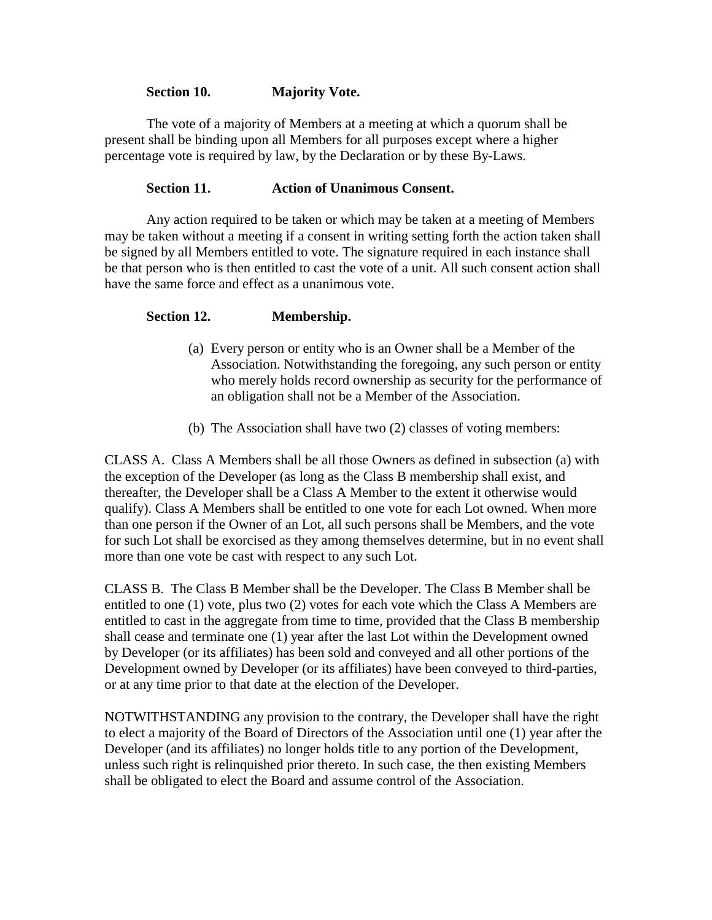**Section 10. Majority Vote.**

The vote of a majority of Members at a meeting at which a quorum shall be present shall be binding upon all Members for all purposes except where a higher percentage vote is required by law, by the Declaration or by these By-Laws.

**Section 11. Action of Unanimous Consent.**

Any action required to be taken or which may be taken at a meeting of Members may be taken without a meeting if a consent in writing setting forth the action taken shall be signed by all Members entitled to vote. The signature required in each instance shall be that person who is then entitled to cast the vote of a unit. All such consent action shall have the same force and effect as a unanimous vote.

**Section 12. Membership.**

(a) Every person or entity who is an Owner shall be a Member of the Association. Notwithstanding the foregoing, any such person or entity who merely holds record ownership as security for the performance of an obligation shall not be a Member of the Association.

(b) The Association shall have two (2) classes of voting members:

CLASS A. Class A Members shall be all those Owners as defined in subsection (a) with the exception of the Developer (as long as the Class B membership shall exist, and thereafter, the Developer shall be a Class A Member to the extent it otherwise would qualify). Class A Members shall be entitled to one vote for each Lot owned. When more than one person if the Owner of an Lot, all such persons shall be Members, and the vote for such Lot shall be exorcised as they among themselves determine, but in no event shall more than one vote be cast with respect to any such Lot.

CLASS B. The Class B Member shall be the Developer. The Class B Member shall be entitled to one (1) vote, plus two (2) votes for each vote which the Class A Members are entitled to cast in the aggregate from time to time, provided that the Class B membership shall cease and terminate one (1) year after the last Lot within the Development owned by Developer (or its affiliates) has been sold and conveyed and all other portions of the Development owned by Developer (or its affiliates) have been conveyed to third-parties, or at any time prior to that date at the election of the Developer.

NOTWITHSTANDING any provision to the contrary, the Developer shall have the right to elect a majority of the Board of Directors of the Association until one (1) year after the Developer (and its affiliates) no longer holds title to any portion of the Development, unless such right is relinquished prior thereto. In such case, the then existing Members shall be obligated to elect the Board and assume control of the Association.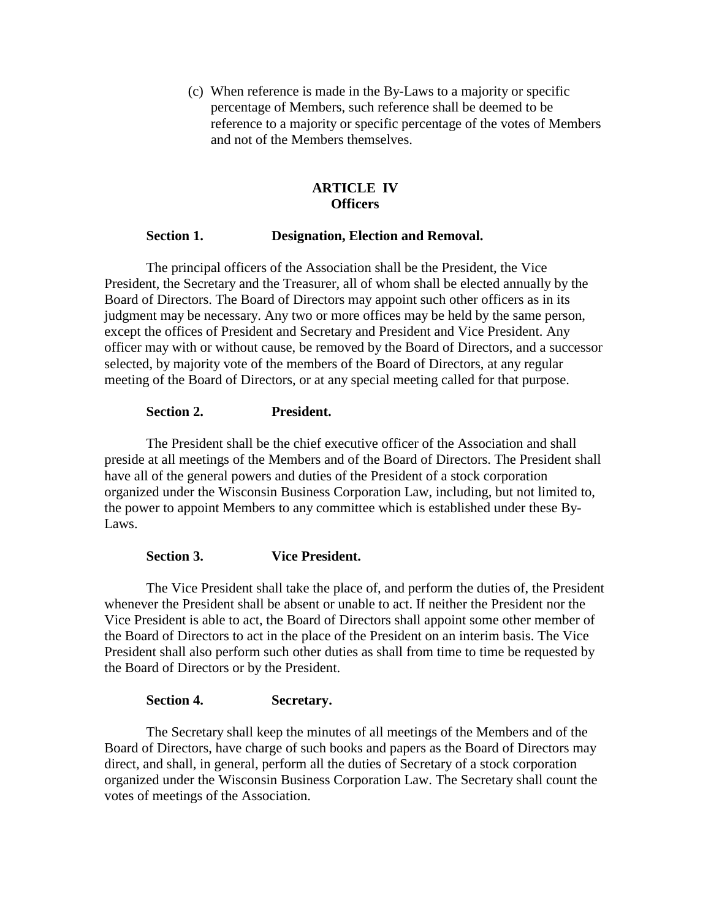(c) When reference is made in the By-Laws to a majority or specific percentage of Members, such reference shall be deemed to be reference to a majority or specific percentage of the votes of Members and not of the Members themselves.

## ARTICLE IV
## Officers

**Section 1. Designation, Election and Removal.**

The principal officers of the Association shall be the President, the Vice President, the Secretary and the Treasurer, all of whom shall be elected annually by the Board of Directors. The Board of Directors may appoint such other officers as in its judgment may be necessary. Any two or more offices may be held by the same person, except the offices of President and Secretary and President and Vice President. Any officer may with or without cause, be removed by the Board of Directors, and a successor selected, by majority vote of the members of the Board of Directors, at any regular meeting of the Board of Directors, or at any special meeting called for that purpose.

**Section 2. President.**

The President shall be the chief executive officer of the Association and shall preside at all meetings of the Members and of the Board of Directors. The President shall have all of the general powers and duties of the President of a stock corporation organized under the Wisconsin Business Corporation Law, including, but not limited to, the power to appoint Members to any committee which is established under these By-Laws.

**Section 3. Vice President.**

The Vice President shall take the place of, and perform the duties of, the President whenever the President shall be absent or unable to act. If neither the President nor the Vice President is able to act, the Board of Directors shall appoint some other member of the Board of Directors to act in the place of the President on an interim basis. The Vice President shall also perform such other duties as shall from time to time be requested by the Board of Directors or by the President.

**Section 4. Secretary.**

The Secretary shall keep the minutes of all meetings of the Members and of the Board of Directors, have charge of such books and papers as the Board of Directors may direct, and shall, in general, perform all the duties of Secretary of a stock corporation organized under the Wisconsin Business Corporation Law. The Secretary shall count the votes of meetings of the Association.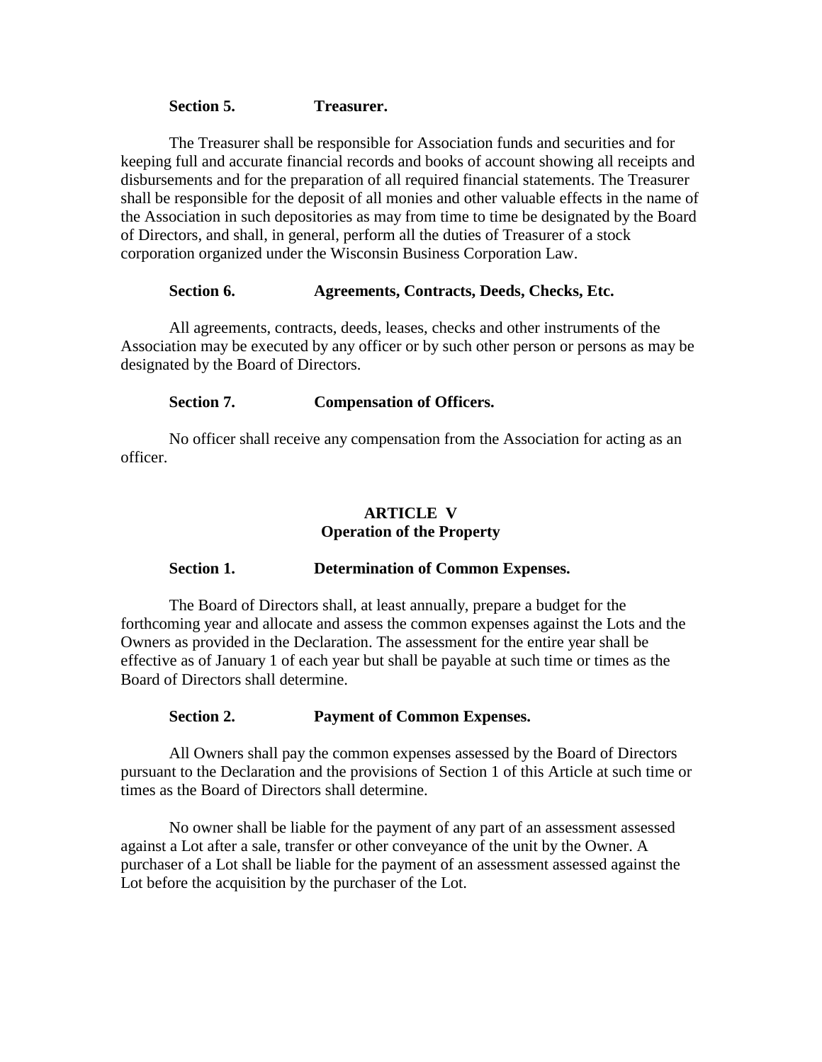**Section 5. Treasurer.**

The Treasurer shall be responsible for Association funds and securities and for keeping full and accurate financial records and books of account showing all receipts and disbursements and for the preparation of all required financial statements. The Treasurer shall be responsible for the deposit of all monies and other valuable effects in the name of the Association in such depositories as may from time to time be designated by the Board of Directors, and shall, in general, perform all the duties of Treasurer of a stock corporation organized under the Wisconsin Business Corporation Law.

**Section 6. Agreements, Contracts, Deeds, Checks, Etc.**

All agreements, contracts, deeds, leases, checks and other instruments of the Association may be executed by any officer or by such other person or persons as may be designated by the Board of Directors.

**Section 7. Compensation of Officers.**

No officer shall receive any compensation from the Association for acting as an officer.

## ARTICLE V
## Operation of the Property

**Section 1. Determination of Common Expenses.**

The Board of Directors shall, at least annually, prepare a budget for the forthcoming year and allocate and assess the common expenses against the Lots and the Owners as provided in the Declaration. The assessment for the entire year shall be effective as of January 1 of each year but shall be payable at such time or times as the Board of Directors shall determine.

**Section 2. Payment of Common Expenses.**

All Owners shall pay the common expenses assessed by the Board of Directors pursuant to the Declaration and the provisions of Section 1 of this Article at such time or times as the Board of Directors shall determine.

No owner shall be liable for the payment of any part of an assessment assessed against a Lot after a sale, transfer or other conveyance of the unit by the Owner. A purchaser of a Lot shall be liable for the payment of an assessment assessed against the Lot before the acquisition by the purchaser of the Lot.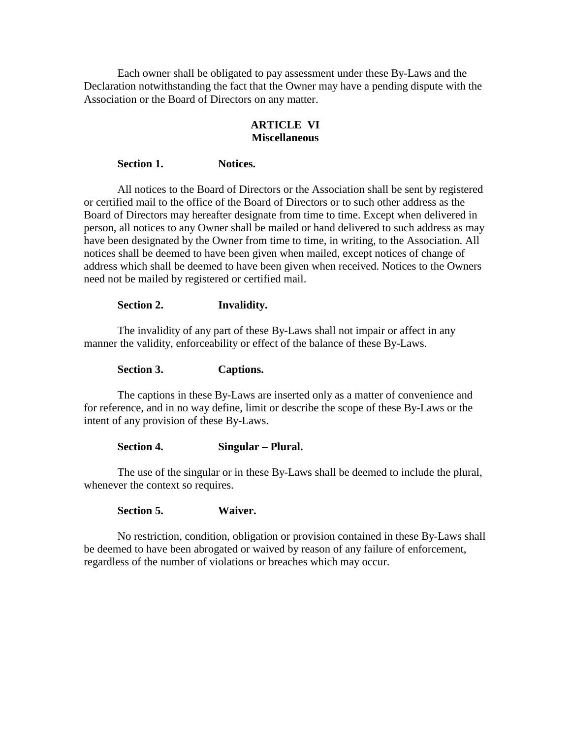Each owner shall be obligated to pay assessment under these By-Laws and the Declaration notwithstanding the fact that the Owner may have a pending dispute with the Association or the Board of Directors on any matter.

## ARTICLE VI
## Miscellaneous

**Section 1. Notices.**

All notices to the Board of Directors or the Association shall be sent by registered or certified mail to the office of the Board of Directors or to such other address as the Board of Directors may hereafter designate from time to time. Except when delivered in person, all notices to any Owner shall be mailed or hand delivered to such address as may have been designated by the Owner from time to time, in writing, to the Association. All notices shall be deemed to have been given when mailed, except notices of change of address which shall be deemed to have been given when received. Notices to the Owners need not be mailed by registered or certified mail.

**Section 2. Invalidity.**

The invalidity of any part of these By-Laws shall not impair or affect in any manner the validity, enforceability or effect of the balance of these By-Laws.

**Section 3. Captions.**

The captions in these By-Laws are inserted only as a matter of convenience and for reference, and in no way define, limit or describe the scope of these By-Laws or the intent of any provision of these By-Laws.

**Section 4. Singular – Plural.**

The use of the singular or in these By-Laws shall be deemed to include the plural, whenever the context so requires.

**Section 5. Waiver.**

No restriction, condition, obligation or provision contained in these By-Laws shall be deemed to have been abrogated or waived by reason of any failure of enforcement, regardless of the number of violations or breaches which may occur.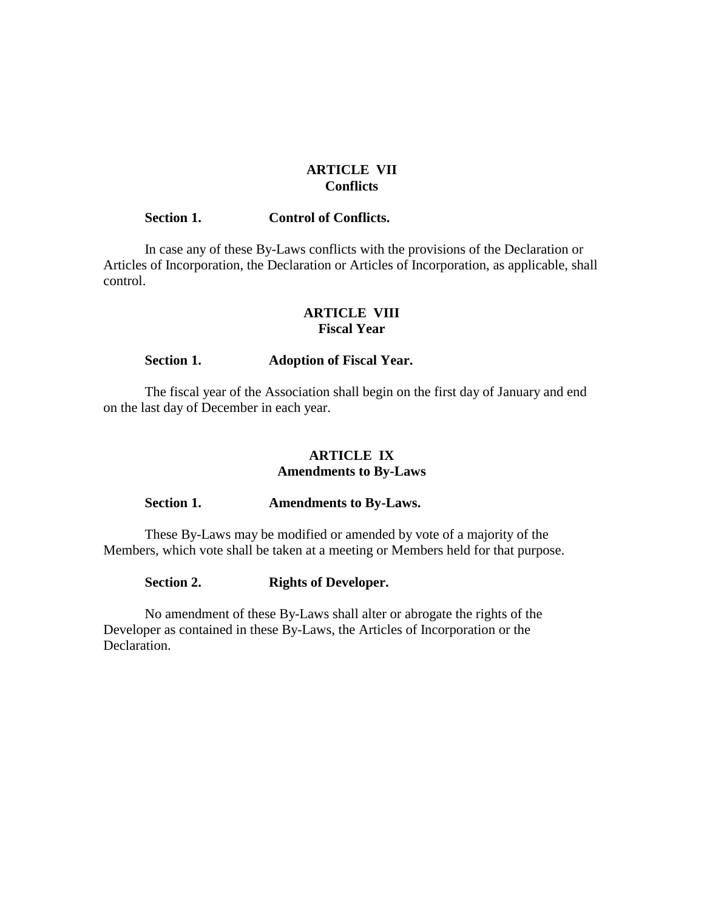## ARTICLE VII
## Conflicts

**Section 1. Control of Conflicts.**

In case any of these By-Laws conflicts with the provisions of the Declaration or Articles of Incorporation, the Declaration or Articles of Incorporation, as applicable, shall control.

## ARTICLE VIII
## Fiscal Year

**Section 1. Adoption of Fiscal Year.**

The fiscal year of the Association shall begin on the first day of January and end on the last day of December in each year.

## ARTICLE IX
## Amendments to By-Laws

**Section 1. Amendments to By-Laws.**

These By-Laws may be modified or amended by vote of a majority of the Members, which vote shall be taken at a meeting or Members held for that purpose.

**Section 2. Rights of Developer.**

No amendment of these By-Laws shall alter or abrogate the rights of the Developer as contained in these By-Laws, the Articles of Incorporation or the Declaration.